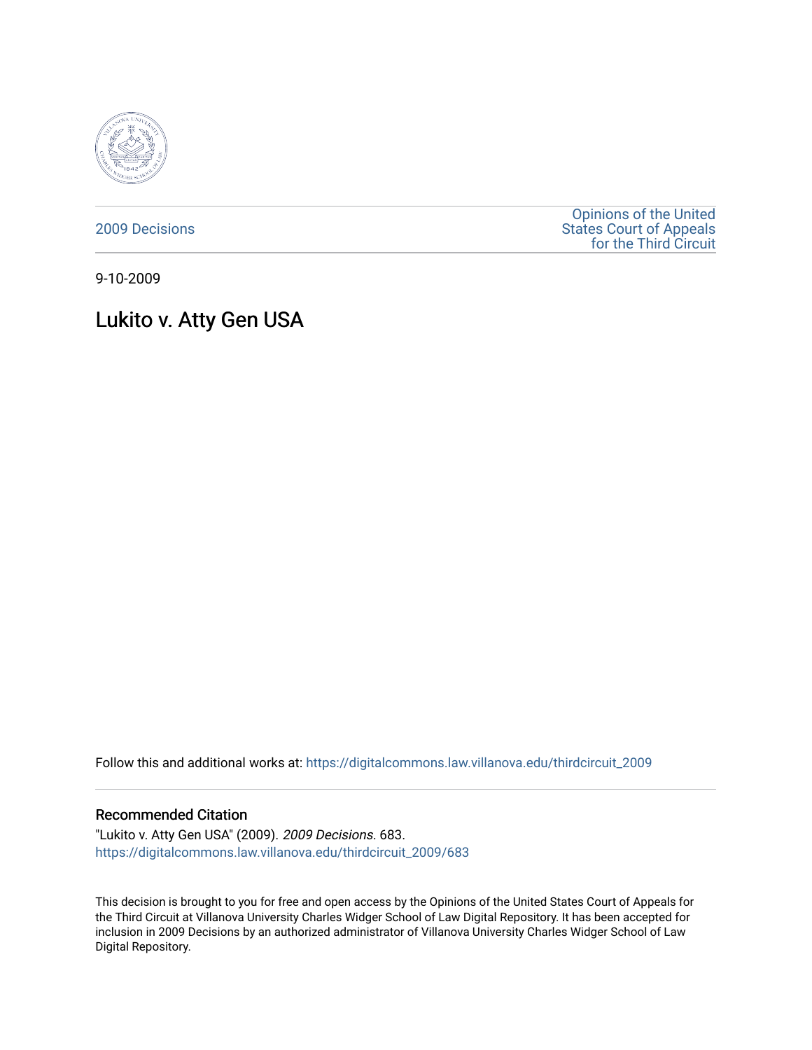2009 Decisions

Opinions of the United States Court of Appeals for the Third Circuit

9-10-2009

# Lukito v. Atty Gen USA

Follow this and additional works at: https://digitalcommons.law.villanova.edu/thirdcircuit_2009

## Recommended Citation

"Lukito v. Atty Gen USA" (2009). *2009 Decisions*. 683.
https://digitalcommons.law.villanova.edu/thirdcircuit_2009/683

This decision is brought to you for free and open access by the Opinions of the United States Court of Appeals for the Third Circuit at Villanova University Charles Widger School of Law Digital Repository. It has been accepted for inclusion in 2009 Decisions by an authorized administrator of Villanova University Charles Widger School of Law Digital Repository.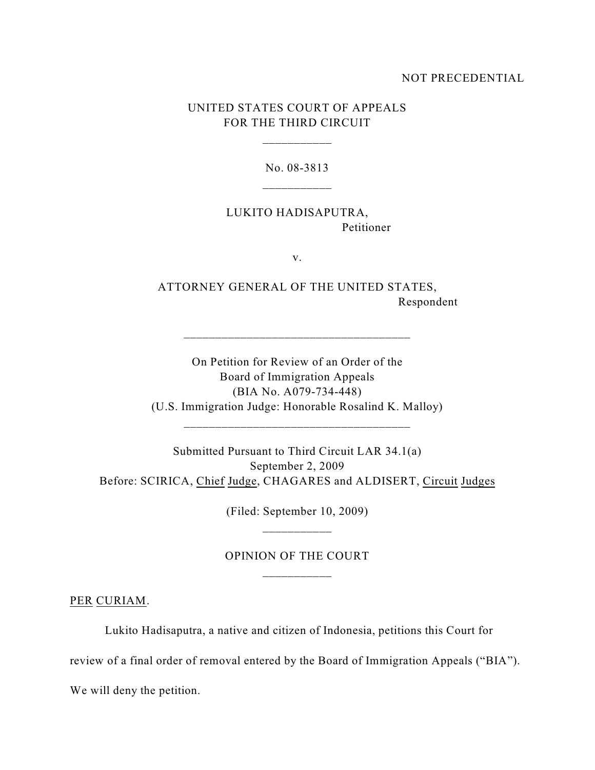NOT PRECEDENTIAL

UNITED STATES COURT OF APPEALS
FOR THE THIRD CIRCUIT

___________

No. 08-3813

___________

LUKITO HADISAPUTRA,
Petitioner

v.

ATTORNEY GENERAL OF THE UNITED STATES,
Respondent

____________________________________

On Petition for Review of an Order of the
Board of Immigration Appeals
(BIA No. A079-734-448)
(U.S. Immigration Judge: Honorable Rosalind K. Malloy)

____________________________________

Submitted Pursuant to Third Circuit LAR 34.1(a)
September 2, 2009
Before: SCIRICA, Chief Judge, CHAGARES and ALDISERT, Circuit Judges

(Filed: September 10, 2009)

___________

OPINION OF THE COURT

___________

PER CURIAM.

Lukito Hadisaputra, a native and citizen of Indonesia, petitions this Court for review of a final order of removal entered by the Board of Immigration Appeals ("BIA"). We will deny the petition.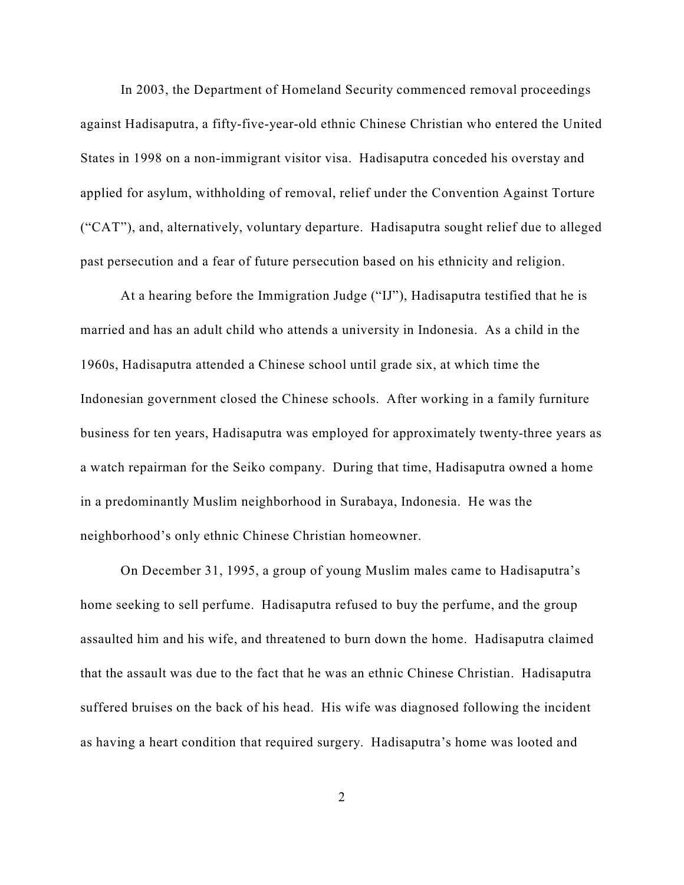In 2003, the Department of Homeland Security commenced removal proceedings against Hadisaputra, a fifty-five-year-old ethnic Chinese Christian who entered the United States in 1998 on a non-immigrant visitor visa. Hadisaputra conceded his overstay and applied for asylum, withholding of removal, relief under the Convention Against Torture ("CAT"), and, alternatively, voluntary departure. Hadisaputra sought relief due to alleged past persecution and a fear of future persecution based on his ethnicity and religion.

At a hearing before the Immigration Judge ("IJ"), Hadisaputra testified that he is married and has an adult child who attends a university in Indonesia. As a child in the 1960s, Hadisaputra attended a Chinese school until grade six, at which time the Indonesian government closed the Chinese schools. After working in a family furniture business for ten years, Hadisaputra was employed for approximately twenty-three years as a watch repairman for the Seiko company. During that time, Hadisaputra owned a home in a predominantly Muslim neighborhood in Surabaya, Indonesia. He was the neighborhood's only ethnic Chinese Christian homeowner.

On December 31, 1995, a group of young Muslim males came to Hadisaputra's home seeking to sell perfume. Hadisaputra refused to buy the perfume, and the group assaulted him and his wife, and threatened to burn down the home. Hadisaputra claimed that the assault was due to the fact that he was an ethnic Chinese Christian. Hadisaputra suffered bruises on the back of his head. His wife was diagnosed following the incident as having a heart condition that required surgery. Hadisaputra's home was looted and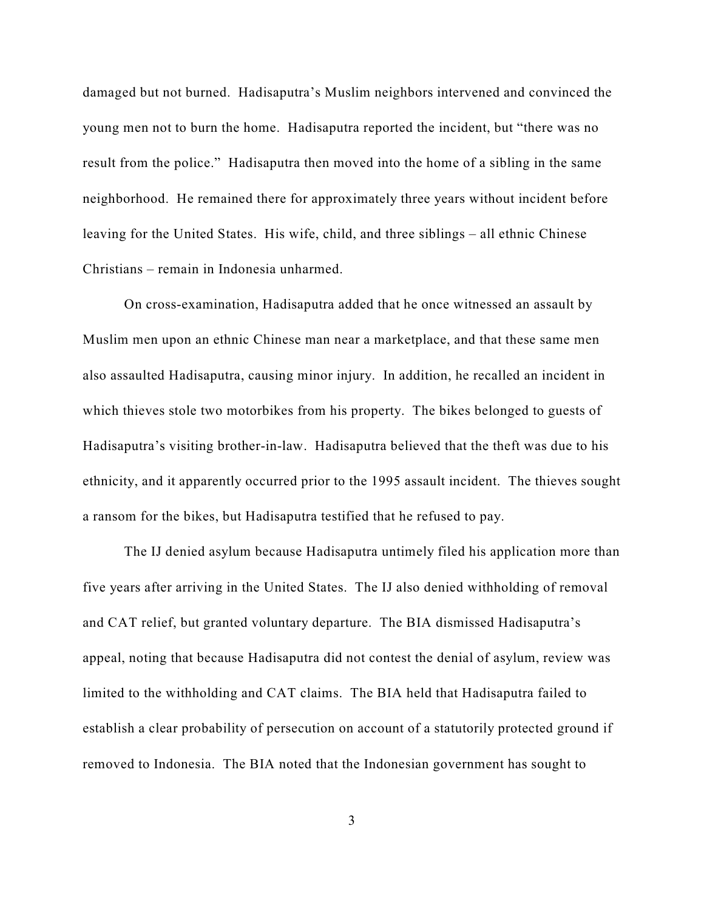damaged but not burned. Hadisaputra's Muslim neighbors intervened and convinced the young men not to burn the home. Hadisaputra reported the incident, but "there was no result from the police." Hadisaputra then moved into the home of a sibling in the same neighborhood. He remained there for approximately three years without incident before leaving for the United States. His wife, child, and three siblings – all ethnic Chinese Christians – remain in Indonesia unharmed.

On cross-examination, Hadisaputra added that he once witnessed an assault by Muslim men upon an ethnic Chinese man near a marketplace, and that these same men also assaulted Hadisaputra, causing minor injury. In addition, he recalled an incident in which thieves stole two motorbikes from his property. The bikes belonged to guests of Hadisaputra's visiting brother-in-law. Hadisaputra believed that the theft was due to his ethnicity, and it apparently occurred prior to the 1995 assault incident. The thieves sought a ransom for the bikes, but Hadisaputra testified that he refused to pay.

The IJ denied asylum because Hadisaputra untimely filed his application more than five years after arriving in the United States. The IJ also denied withholding of removal and CAT relief, but granted voluntary departure. The BIA dismissed Hadisaputra's appeal, noting that because Hadisaputra did not contest the denial of asylum, review was limited to the withholding and CAT claims. The BIA held that Hadisaputra failed to establish a clear probability of persecution on account of a statutorily protected ground if removed to Indonesia. The BIA noted that the Indonesian government has sought to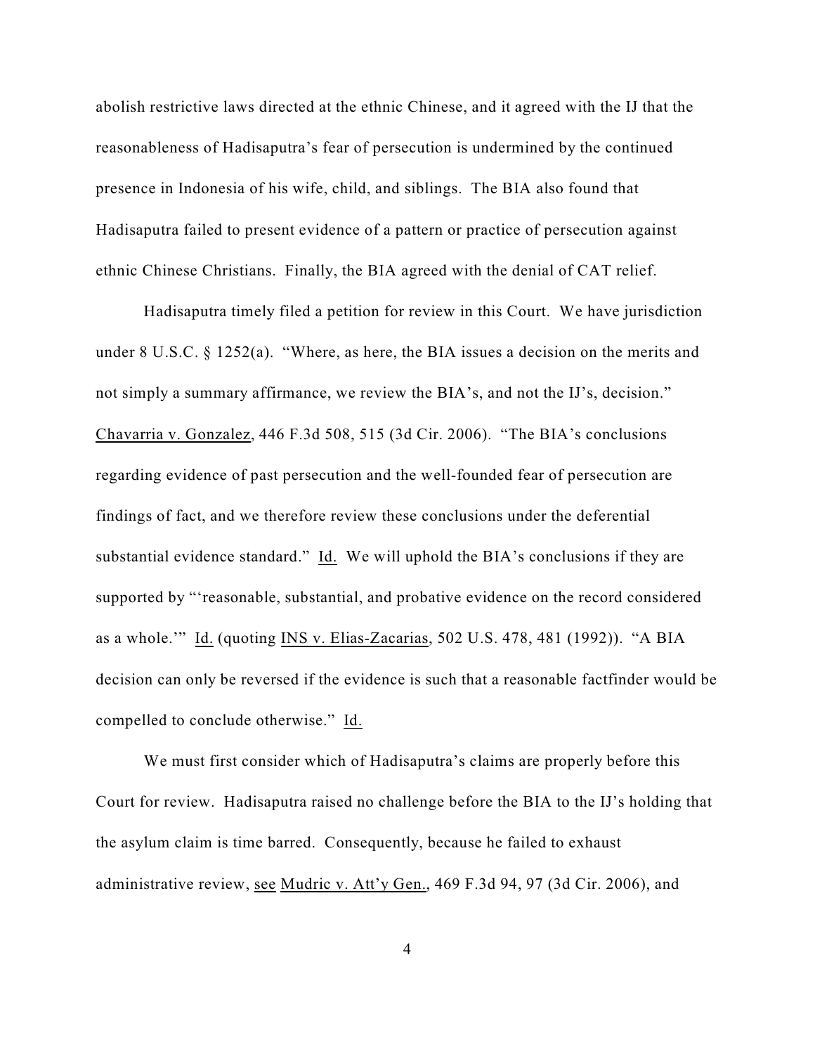abolish restrictive laws directed at the ethnic Chinese, and it agreed with the IJ that the reasonableness of Hadisaputra's fear of persecution is undermined by the continued presence in Indonesia of his wife, child, and siblings. The BIA also found that Hadisaputra failed to present evidence of a pattern or practice of persecution against ethnic Chinese Christians. Finally, the BIA agreed with the denial of CAT relief.

Hadisaputra timely filed a petition for review in this Court. We have jurisdiction under 8 U.S.C. § 1252(a). "Where, as here, the BIA issues a decision on the merits and not simply a summary affirmance, we review the BIA's, and not the IJ's, decision." Chavarria v. Gonzalez, 446 F.3d 508, 515 (3d Cir. 2006). "The BIA's conclusions regarding evidence of past persecution and the well-founded fear of persecution are findings of fact, and we therefore review these conclusions under the deferential substantial evidence standard." Id. We will uphold the BIA's conclusions if they are supported by "'reasonable, substantial, and probative evidence on the record considered as a whole.'" Id. (quoting INS v. Elias-Zacarias, 502 U.S. 478, 481 (1992)). "A BIA decision can only be reversed if the evidence is such that a reasonable factfinder would be compelled to conclude otherwise." Id.

We must first consider which of Hadisaputra's claims are properly before this Court for review. Hadisaputra raised no challenge before the BIA to the IJ's holding that the asylum claim is time barred. Consequently, because he failed to exhaust administrative review, see Mudric v. Att'y Gen., 469 F.3d 94, 97 (3d Cir. 2006), and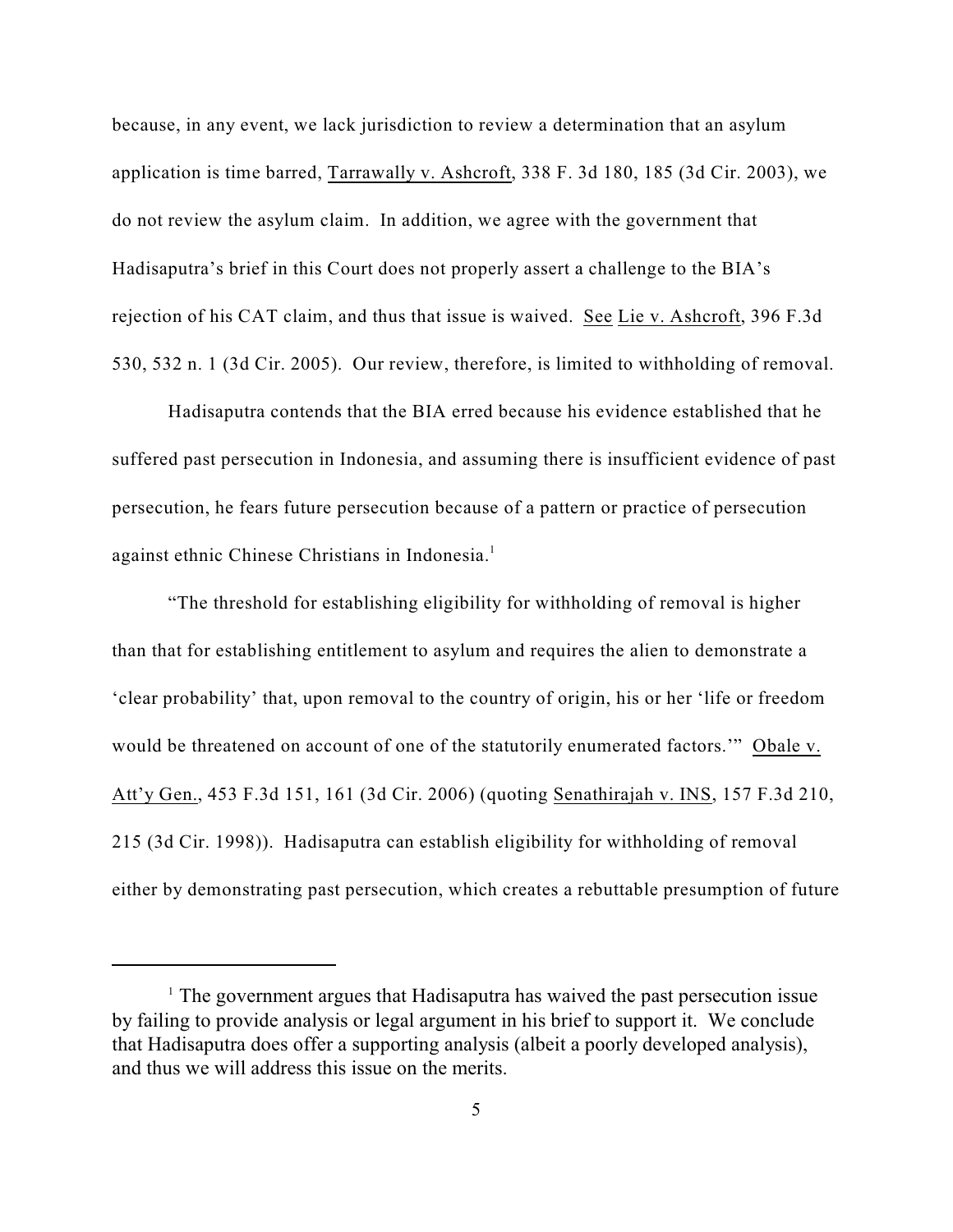because, in any event, we lack jurisdiction to review a determination that an asylum application is time barred, Tarrawally v. Ashcroft, 338 F. 3d 180, 185 (3d Cir. 2003), we do not review the asylum claim. In addition, we agree with the government that Hadisaputra's brief in this Court does not properly assert a challenge to the BIA's rejection of his CAT claim, and thus that issue is waived. See Lie v. Ashcroft, 396 F.3d 530, 532 n. 1 (3d Cir. 2005). Our review, therefore, is limited to withholding of removal.

Hadisaputra contends that the BIA erred because his evidence established that he suffered past persecution in Indonesia, and assuming there is insufficient evidence of past persecution, he fears future persecution because of a pattern or practice of persecution against ethnic Chinese Christians in Indonesia.[1]

"The threshold for establishing eligibility for withholding of removal is higher than that for establishing entitlement to asylum and requires the alien to demonstrate a 'clear probability' that, upon removal to the country of origin, his or her 'life or freedom would be threatened on account of one of the statutorily enumerated factors.'" Obale v. Att'y Gen., 453 F.3d 151, 161 (3d Cir. 2006) (quoting Senathirajah v. INS, 157 F.3d 210, 215 (3d Cir. 1998)). Hadisaputra can establish eligibility for withholding of removal either by demonstrating past persecution, which creates a rebuttable presumption of future

---

[1] The government argues that Hadisaputra has waived the past persecution issue by failing to provide analysis or legal argument in his brief to support it. We conclude that Hadisaputra does offer a supporting analysis (albeit a poorly developed analysis), and thus we will address this issue on the merits.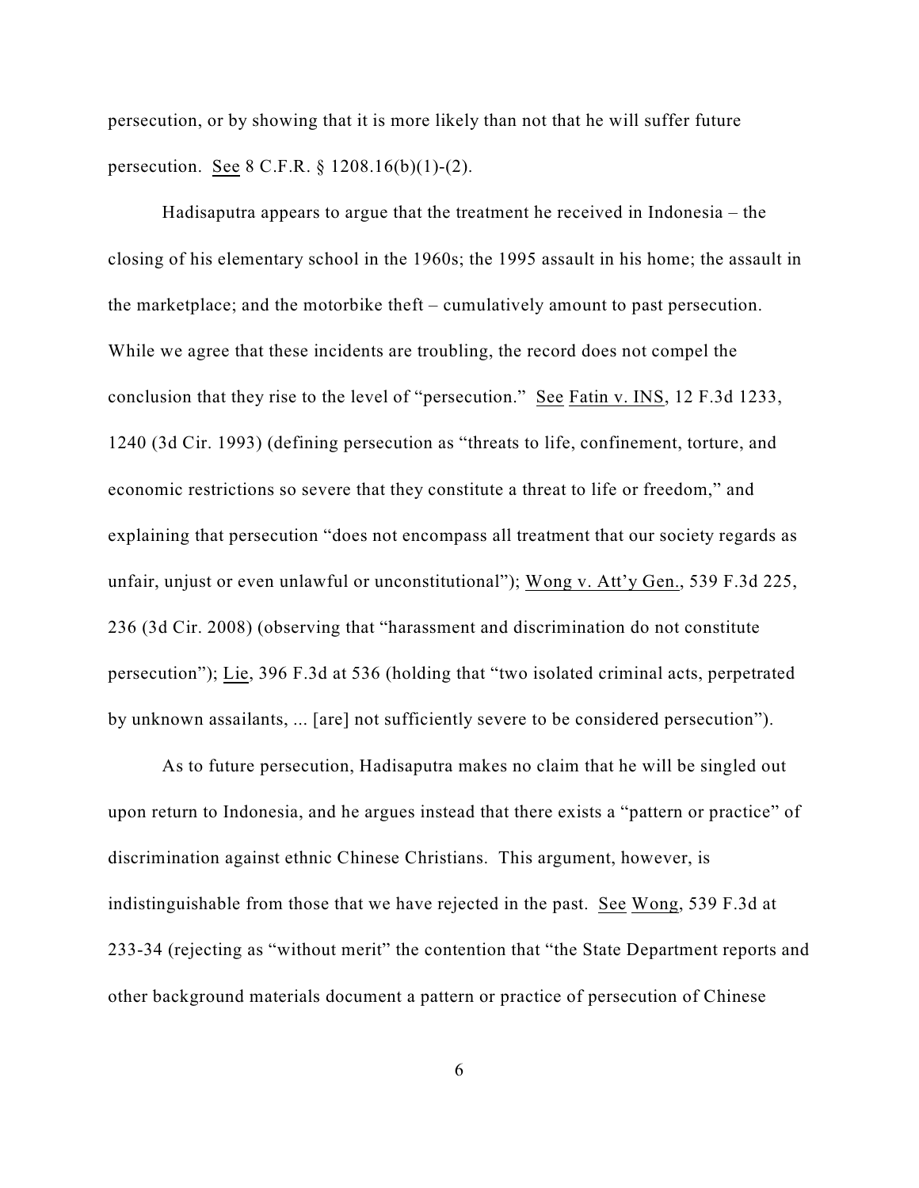persecution, or by showing that it is more likely than not that he will suffer future persecution. See 8 C.F.R. § 1208.16(b)(1)-(2).

Hadisaputra appears to argue that the treatment he received in Indonesia – the closing of his elementary school in the 1960s; the 1995 assault in his home; the assault in the marketplace; and the motorbike theft – cumulatively amount to past persecution. While we agree that these incidents are troubling, the record does not compel the conclusion that they rise to the level of "persecution." See Fatin v. INS, 12 F.3d 1233, 1240 (3d Cir. 1993) (defining persecution as "threats to life, confinement, torture, and economic restrictions so severe that they constitute a threat to life or freedom," and explaining that persecution "does not encompass all treatment that our society regards as unfair, unjust or even unlawful or unconstitutional"); Wong v. Att'y Gen., 539 F.3d 225, 236 (3d Cir. 2008) (observing that "harassment and discrimination do not constitute persecution"); Lie, 396 F.3d at 536 (holding that "two isolated criminal acts, perpetrated by unknown assailants, ... [are] not sufficiently severe to be considered persecution").

As to future persecution, Hadisaputra makes no claim that he will be singled out upon return to Indonesia, and he argues instead that there exists a "pattern or practice" of discrimination against ethnic Chinese Christians. This argument, however, is indistinguishable from those that we have rejected in the past. See Wong, 539 F.3d at 233-34 (rejecting as "without merit" the contention that "the State Department reports and other background materials document a pattern or practice of persecution of Chinese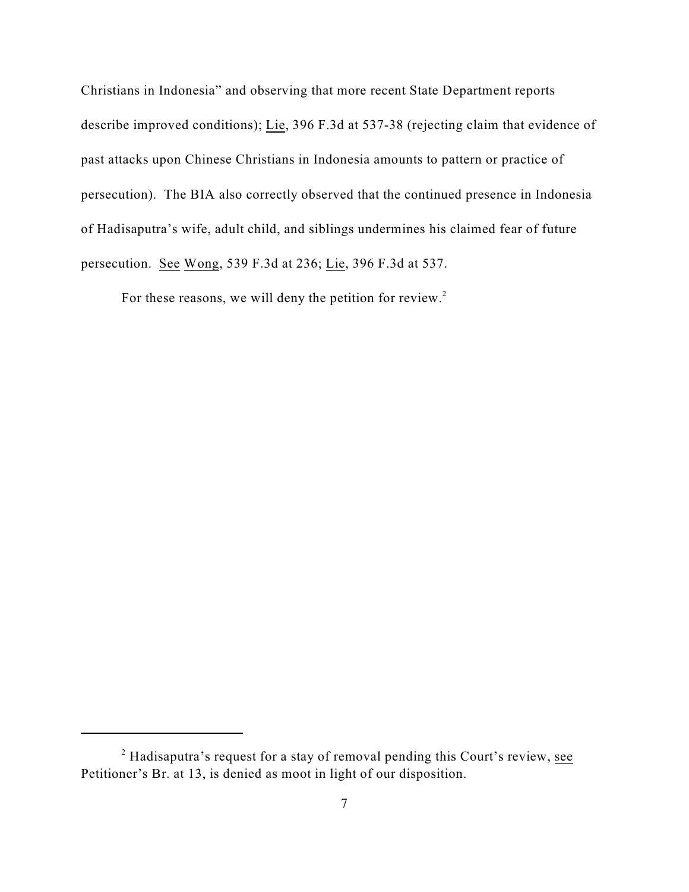Christians in Indonesia" and observing that more recent State Department reports describe improved conditions); Lie, 396 F.3d at 537-38 (rejecting claim that evidence of past attacks upon Chinese Christians in Indonesia amounts to pattern or practice of persecution). The BIA also correctly observed that the continued presence in Indonesia of Hadisaputra's wife, adult child, and siblings undermines his claimed fear of future persecution. See Wong, 539 F.3d at 236; Lie, 396 F.3d at 537.

For these reasons, we will deny the petition for review.[2]

---

[2] Hadisaputra's request for a stay of removal pending this Court's review, see Petitioner's Br. at 13, is denied as moot in light of our disposition.